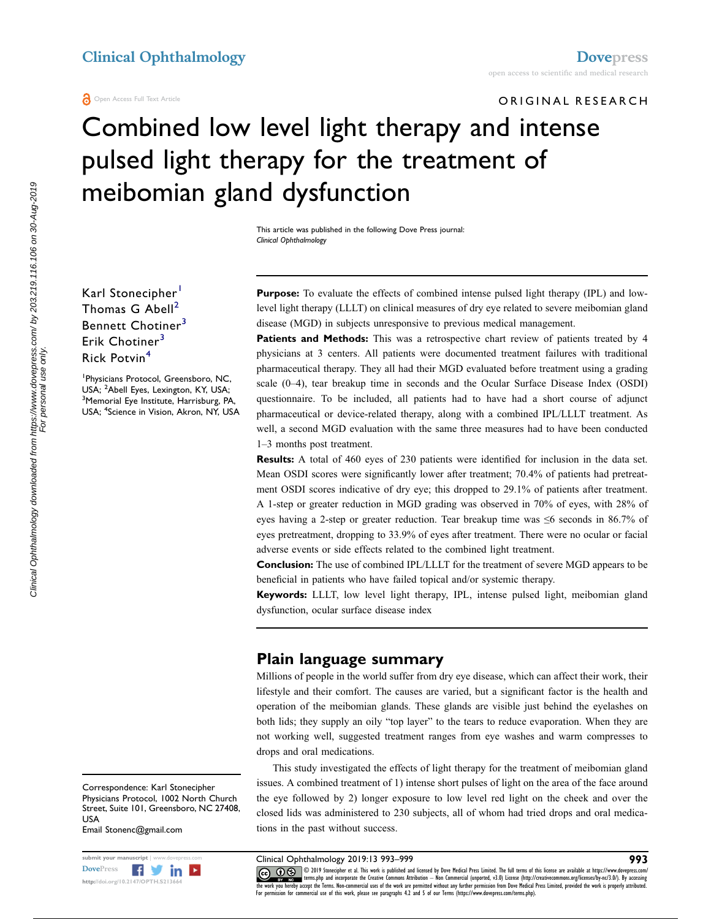ORIGINAL RESEARCH

# Combined low level light therapy and intense pulsed light therapy for the treatment of meibomian gland dysfunction

This article was published in the following Dove Press journal:
*Clinical Ophthalmology*

Karl Stonecipher[1]
Thomas G Abell[2]
Bennett Chotiner[3]
Erik Chotiner[3]
Rick Potvin[4]

[1]Physicians Protocol, Greensboro, NC, USA; [2]Abell Eyes, Lexington, KY, USA; [3]Memorial Eye Institute, Harrisburg, PA, USA; [4]Science in Vision, Akron, NY, USA

**Purpose:** To evaluate the effects of combined intense pulsed light therapy (IPL) and low-level light therapy (LLLT) on clinical measures of dry eye related to severe meibomian gland disease (MGD) in subjects unresponsive to previous medical management.

**Patients and Methods:** This was a retrospective chart review of patients treated by 4 physicians at 3 centers. All patients were documented treatment failures with traditional pharmaceutical therapy. They all had their MGD evaluated before treatment using a grading scale (0–4), tear breakup time in seconds and the Ocular Surface Disease Index (OSDI) questionnaire. To be included, all patients had to have had a short course of adjunct pharmaceutical or device-related therapy, along with a combined IPL/LLLT treatment. As well, a second MGD evaluation with the same three measures had to have been conducted 1–3 months post treatment.

**Results:** A total of 460 eyes of 230 patients were identified for inclusion in the data set. Mean OSDI scores were significantly lower after treatment; 70.4% of patients had pretreatment OSDI scores indicative of dry eye; this dropped to 29.1% of patients after treatment. A 1-step or greater reduction in MGD grading was observed in 70% of eyes, with 28% of eyes having a 2-step or greater reduction. Tear breakup time was ≤6 seconds in 86.7% of eyes pretreatment, dropping to 33.9% of eyes after treatment. There were no ocular or facial adverse events or side effects related to the combined light treatment.

**Conclusion:** The use of combined IPL/LLLT for the treatment of severe MGD appears to be beneficial in patients who have failed topical and/or systemic therapy.

**Keywords:** LLLT, low level light therapy, IPL, intense pulsed light, meibomian gland dysfunction, ocular surface disease index

## Plain language summary

Millions of people in the world suffer from dry eye disease, which can affect their work, their lifestyle and their comfort. The causes are varied, but a significant factor is the health and operation of the meibomian glands. These glands are visible just behind the eyelashes on both lids; they supply an oily "top layer" to the tears to reduce evaporation. When they are not working well, suggested treatment ranges from eye washes and warm compresses to drops and oral medications.

This study investigated the effects of light therapy for the treatment of meibomian gland issues. A combined treatment of 1) intense short pulses of light on the area of the face around the eye followed by 2) longer exposure to low level red light on the cheek and over the closed lids was administered to 230 subjects, all of whom had tried drops and oral medications in the past without success.

Correspondence: Karl Stonecipher
Physicians Protocol, 1002 North Church Street, Suite 101, Greensboro, NC 27408, USA
Email Stonenc@gmail.com

© 2019 Stonecipher et al. This work is published and licensed by Dove Medical Press Limited. The full terms of this license are available at https://www.dovepress.com/terms.php and incorporate the Creative Commons Attribution – Non Commercial (unported, v3.0) License (http://creativecommons.org/licenses/by-nc/3.0/). By accessing the work you hereby accept the Terms. Non-commercial uses of the work are permitted without any further permission from Dove Medical Press Limited, provided the work is properly attributed. For permission for commercial use of this work, please see paragraphs 4.2 and 5 of our Terms (https://www.dovepress.com/terms.php).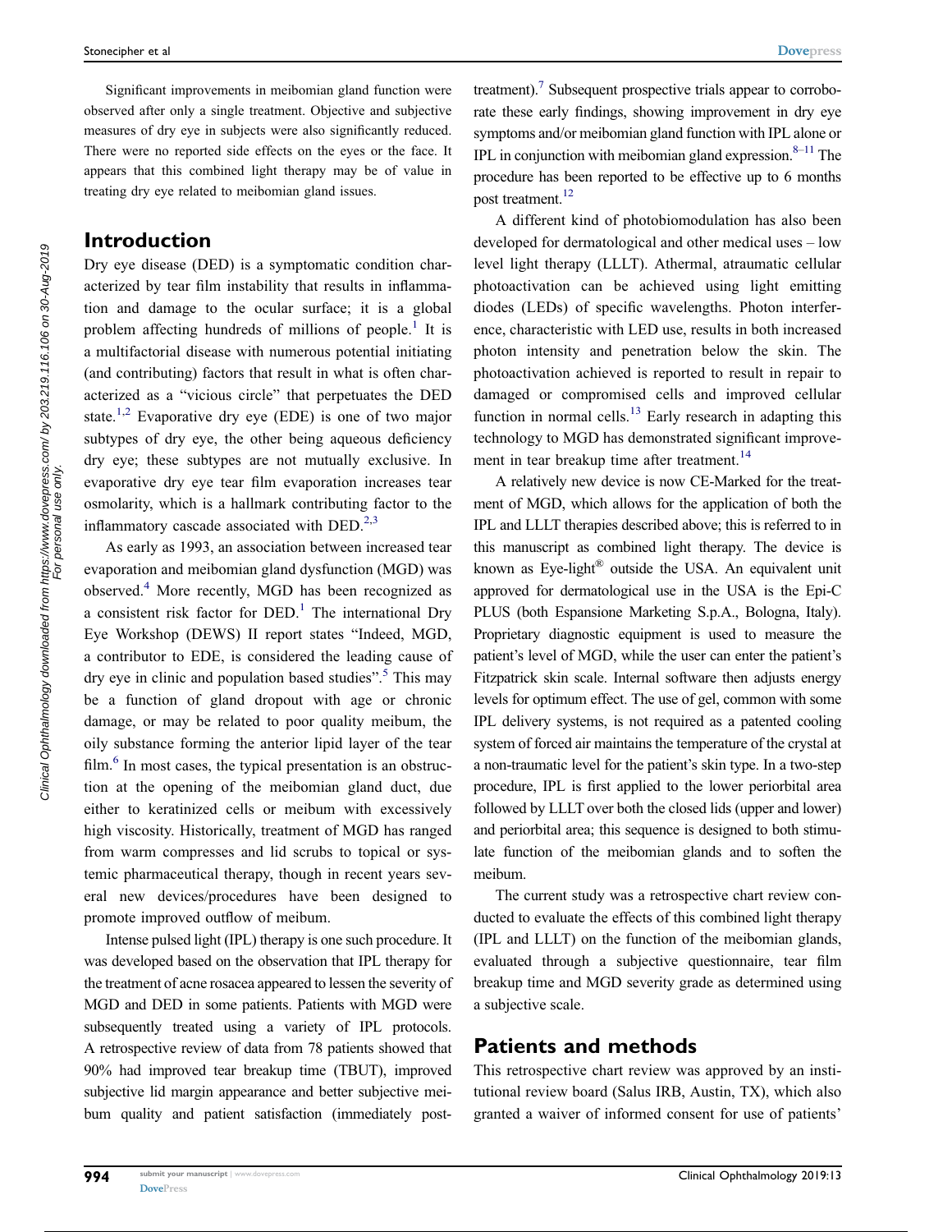Significant improvements in meibomian gland function were observed after only a single treatment. Objective and subjective measures of dry eye in subjects were also significantly reduced. There were no reported side effects on the eyes or the face. It appears that this combined light therapy may be of value in treating dry eye related to meibomian gland issues.

## Introduction

Dry eye disease (DED) is a symptomatic condition characterized by tear film instability that results in inflammation and damage to the ocular surface; it is a global problem affecting hundreds of millions of people.[1] It is a multifactorial disease with numerous potential initiating (and contributing) factors that result in what is often characterized as a "vicious circle" that perpetuates the DED state.[1,2] Evaporative dry eye (EDE) is one of two major subtypes of dry eye, the other being aqueous deficiency dry eye; these subtypes are not mutually exclusive. In evaporative dry eye tear film evaporation increases tear osmolarity, which is a hallmark contributing factor to the inflammatory cascade associated with DED.[2,3]

As early as 1993, an association between increased tear evaporation and meibomian gland dysfunction (MGD) was observed.[4] More recently, MGD has been recognized as a consistent risk factor for DED.[1] The international Dry Eye Workshop (DEWS) II report states "Indeed, MGD, a contributor to EDE, is considered the leading cause of dry eye in clinic and population based studies".[5] This may be a function of gland dropout with age or chronic damage, or may be related to poor quality meibum, the oily substance forming the anterior lipid layer of the tear film.[6] In most cases, the typical presentation is an obstruction at the opening of the meibomian gland duct, due either to keratinized cells or meibum with excessively high viscosity. Historically, treatment of MGD has ranged from warm compresses and lid scrubs to topical or systemic pharmaceutical therapy, though in recent years several new devices/procedures have been designed to promote improved outflow of meibum.

Intense pulsed light (IPL) therapy is one such procedure. It was developed based on the observation that IPL therapy for the treatment of acne rosacea appeared to lessen the severity of MGD and DED in some patients. Patients with MGD were subsequently treated using a variety of IPL protocols. A retrospective review of data from 78 patients showed that 90% had improved tear breakup time (TBUT), improved subjective lid margin appearance and better subjective meibum quality and patient satisfaction (immediately post-treatment).[7] Subsequent prospective trials appear to corroborate these early findings, showing improvement in dry eye symptoms and/or meibomian gland function with IPL alone or IPL in conjunction with meibomian gland expression.[8–11] The procedure has been reported to be effective up to 6 months post treatment.[12]

A different kind of photobiomodulation has also been developed for dermatological and other medical uses – low level light therapy (LLLT). Athermal, atraumatic cellular photoactivation can be achieved using light emitting diodes (LEDs) of specific wavelengths. Photon interference, characteristic with LED use, results in both increased photon intensity and penetration below the skin. The photoactivation achieved is reported to result in repair to damaged or compromised cells and improved cellular function in normal cells.[13] Early research in adapting this technology to MGD has demonstrated significant improvement in tear breakup time after treatment.[14]

A relatively new device is now CE-Marked for the treatment of MGD, which allows for the application of both the IPL and LLLT therapies described above; this is referred to in this manuscript as combined light therapy. The device is known as Eye-light® outside the USA. An equivalent unit approved for dermatological use in the USA is the Epi-C PLUS (both Espansione Marketing S.p.A., Bologna, Italy). Proprietary diagnostic equipment is used to measure the patient's level of MGD, while the user can enter the patient's Fitzpatrick skin scale. Internal software then adjusts energy levels for optimum effect. The use of gel, common with some IPL delivery systems, is not required as a patented cooling system of forced air maintains the temperature of the crystal at a non-traumatic level for the patient's skin type. In a two-step procedure, IPL is first applied to the lower periorbital area followed by LLLT over both the closed lids (upper and lower) and periorbital area; this sequence is designed to both stimulate function of the meibomian glands and to soften the meibum.

The current study was a retrospective chart review conducted to evaluate the effects of this combined light therapy (IPL and LLLT) on the function of the meibomian glands, evaluated through a subjective questionnaire, tear film breakup time and MGD severity grade as determined using a subjective scale.

## Patients and methods

This retrospective chart review was approved by an institutional review board (Salus IRB, Austin, TX), which also granted a waiver of informed consent for use of patients'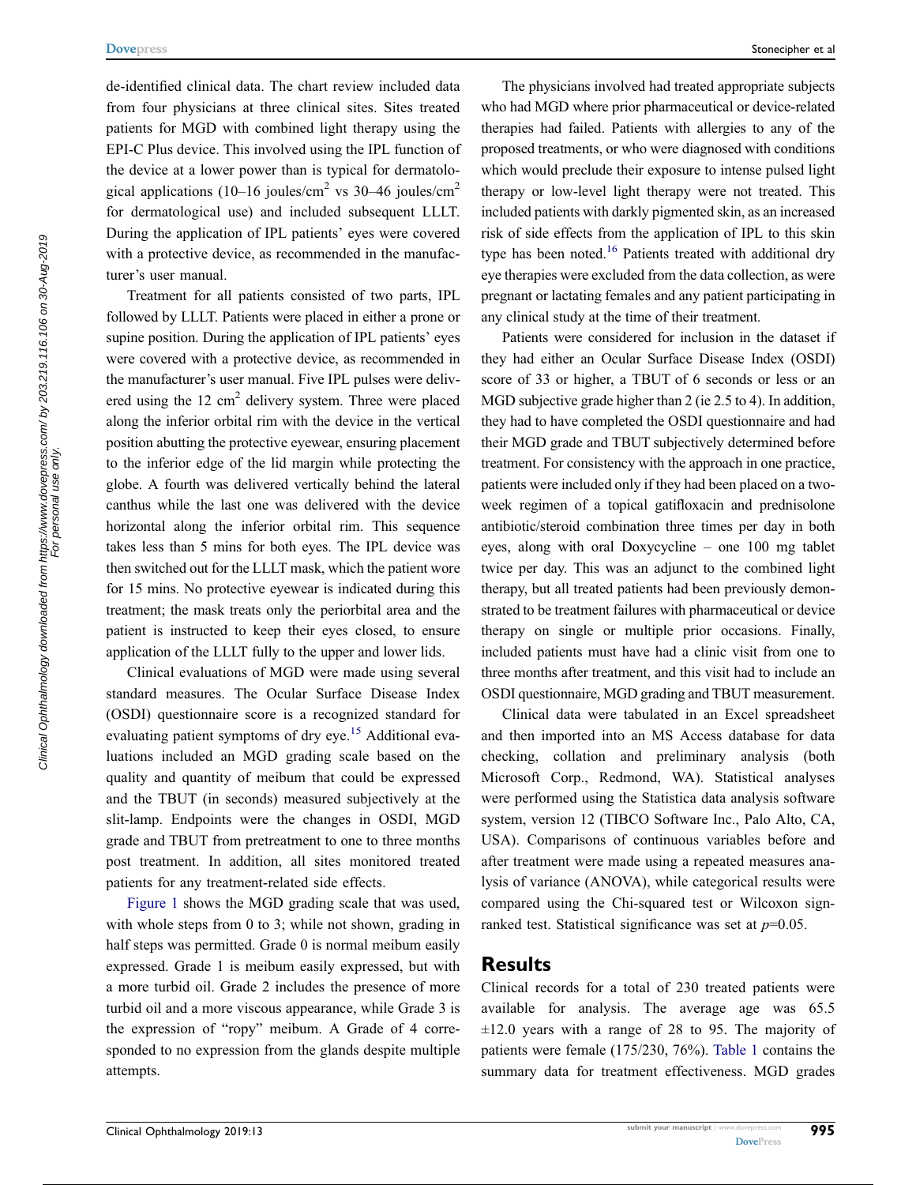de-identified clinical data. The chart review included data from four physicians at three clinical sites. Sites treated patients for MGD with combined light therapy using the EPI-C Plus device. This involved using the IPL function of the device at a lower power than is typical for dermatological applications (10–16 joules/cm$^2$ vs 30–46 joules/cm$^2$ for dermatological use) and included subsequent LLLT. During the application of IPL patients' eyes were covered with a protective device, as recommended in the manufacturer's user manual.

Treatment for all patients consisted of two parts, IPL followed by LLLT. Patients were placed in either a prone or supine position. During the application of IPL patients' eyes were covered with a protective device, as recommended in the manufacturer's user manual. Five IPL pulses were delivered using the 12 cm$^2$ delivery system. Three were placed along the inferior orbital rim with the device in the vertical position abutting the protective eyewear, ensuring placement to the inferior edge of the lid margin while protecting the globe. A fourth was delivered vertically behind the lateral canthus while the last one was delivered with the device horizontal along the inferior orbital rim. This sequence takes less than 5 mins for both eyes. The IPL device was then switched out for the LLLT mask, which the patient wore for 15 mins. No protective eyewear is indicated during this treatment; the mask treats only the periorbital area and the patient is instructed to keep their eyes closed, to ensure application of the LLLT fully to the upper and lower lids.

Clinical evaluations of MGD were made using several standard measures. The Ocular Surface Disease Index (OSDI) questionnaire score is a recognized standard for evaluating patient symptoms of dry eye.[15] Additional evaluations included an MGD grading scale based on the quality and quantity of meibum that could be expressed and the TBUT (in seconds) measured subjectively at the slit-lamp. Endpoints were the changes in OSDI, MGD grade and TBUT from pretreatment to one to three months post treatment. In addition, all sites monitored treated patients for any treatment-related side effects.

Figure 1 shows the MGD grading scale that was used, with whole steps from 0 to 3; while not shown, grading in half steps was permitted. Grade 0 is normal meibum easily expressed. Grade 1 is meibum easily expressed, but with a more turbid oil. Grade 2 includes the presence of more turbid oil and a more viscous appearance, while Grade 3 is the expression of "ropy" meibum. A Grade of 4 corresponded to no expression from the glands despite multiple attempts.

The physicians involved had treated appropriate subjects who had MGD where prior pharmaceutical or device-related therapies had failed. Patients with allergies to any of the proposed treatments, or who were diagnosed with conditions which would preclude their exposure to intense pulsed light therapy or low-level light therapy were not treated. This included patients with darkly pigmented skin, as an increased risk of side effects from the application of IPL to this skin type has been noted.[16] Patients treated with additional dry eye therapies were excluded from the data collection, as were pregnant or lactating females and any patient participating in any clinical study at the time of their treatment.

Patients were considered for inclusion in the dataset if they had either an Ocular Surface Disease Index (OSDI) score of 33 or higher, a TBUT of 6 seconds or less or an MGD subjective grade higher than 2 (ie 2.5 to 4). In addition, they had to have completed the OSDI questionnaire and had their MGD grade and TBUT subjectively determined before treatment. For consistency with the approach in one practice, patients were included only if they had been placed on a two-week regimen of a topical gatifloxacin and prednisolone antibiotic/steroid combination three times per day in both eyes, along with oral Doxycycline – one 100 mg tablet twice per day. This was an adjunct to the combined light therapy, but all treated patients had been previously demonstrated to be treatment failures with pharmaceutical or device therapy on single or multiple prior occasions. Finally, included patients must have had a clinic visit from one to three months after treatment, and this visit had to include an OSDI questionnaire, MGD grading and TBUT measurement.

Clinical data were tabulated in an Excel spreadsheet and then imported into an MS Access database for data checking, collation and preliminary analysis (both Microsoft Corp., Redmond, WA). Statistical analyses were performed using the Statistica data analysis software system, version 12 (TIBCO Software Inc., Palo Alto, CA, USA). Comparisons of continuous variables before and after treatment were made using a repeated measures analysis of variance (ANOVA), while categorical results were compared using the Chi-squared test or Wilcoxon signed-ranked test. Statistical significance was set at $p$=0.05.

## Results

Clinical records for a total of 230 treated patients were available for analysis. The average age was 65.5 ±12.0 years with a range of 28 to 95. The majority of patients were female (175/230, 76%). Table 1 contains the summary data for treatment effectiveness. MGD grades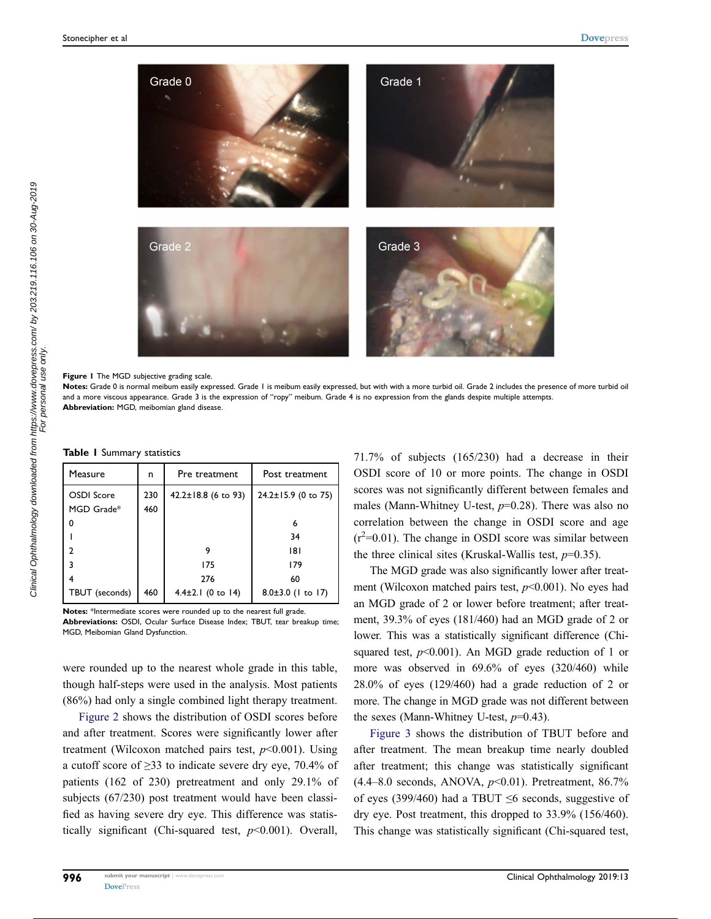Figure 1 The MGD subjective grading scale.

**Notes:** Grade 0 is normal meibum easily expressed. Grade 1 is meibum easily expressed, but with with a more turbid oil. Grade 2 includes the presence of more turbid oil and a more viscous appearance. Grade 3 is the expression of "ropy" meibum. Grade 4 is no expression from the glands despite multiple attempts.

**Abbreviation:** MGD, meibomian gland disease.

**Table 1** Summary statistics

| Measure | n | Pre treatment | Post treatment |
|---|---|---|---|
| OSDI Score | 230 | 42.2±18.8 (6 to 93) | 24.2±15.9 (0 to 75) |
| MGD Grade* | 460 | | |
| 0 | | | 6 |
| 1 | | | 34 |
| 2 | | 9 | 181 |
| 3 | | 175 | 179 |
| 4 | | 276 | 60 |
| TBUT (seconds) | 460 | 4.4±2.1 (0 to 14) | 8.0±3.0 (1 to 17) |

**Notes:** *Intermediate scores were rounded up to the nearest full grade.

**Abbreviations:** OSDI, Ocular Surface Disease Index; TBUT, tear breakup time; MGD, Meibomian Gland Dysfunction.

were rounded up to the nearest whole grade in this table, though half-steps were used in the analysis. Most patients (86%) had only a single combined light therapy treatment.

Figure 2 shows the distribution of OSDI scores before and after treatment. Scores were significantly lower after treatment (Wilcoxon matched pairs test, $p<0.001$). Using a cutoff score of ≥33 to indicate severe dry eye, 70.4% of patients (162 of 230) pretreatment and only 29.1% of subjects (67/230) post treatment would have been classified as having severe dry eye. This difference was statistically significant (Chi-squared test, $p<0.001$). Overall, 71.7% of subjects (165/230) had a decrease in their OSDI score of 10 or more points. The change in OSDI scores was not significantly different between females and males (Mann-Whitney U-test, $p=0.28$). There was also no correlation between the change in OSDI score and age ($r^2=0.01$). The change in OSDI score was similar between the three clinical sites (Kruskal-Wallis test, $p=0.35$).

The MGD grade was also significantly lower after treatment (Wilcoxon matched pairs test, $p<0.001$). No eyes had an MGD grade of 2 or lower before treatment; after treatment, 39.3% of eyes (181/460) had an MGD grade of 2 or lower. This was a statistically significant difference (Chi-squared test, $p<0.001$). An MGD grade reduction of 1 or more was observed in 69.6% of eyes (320/460) while 28.0% of eyes (129/460) had a grade reduction of 2 or more. The change in MGD grade was not different between the sexes (Mann-Whitney U-test, $p=0.43$).

Figure 3 shows the distribution of TBUT before and after treatment. The mean breakup time nearly doubled after treatment; this change was statistically significant (4.4–8.0 seconds, ANOVA, $p<0.01$). Pretreatment, 86.7% of eyes (399/460) had a TBUT ≤6 seconds, suggestive of dry eye. Post treatment, this dropped to 33.9% (156/460). This change was statistically significant (Chi-squared test,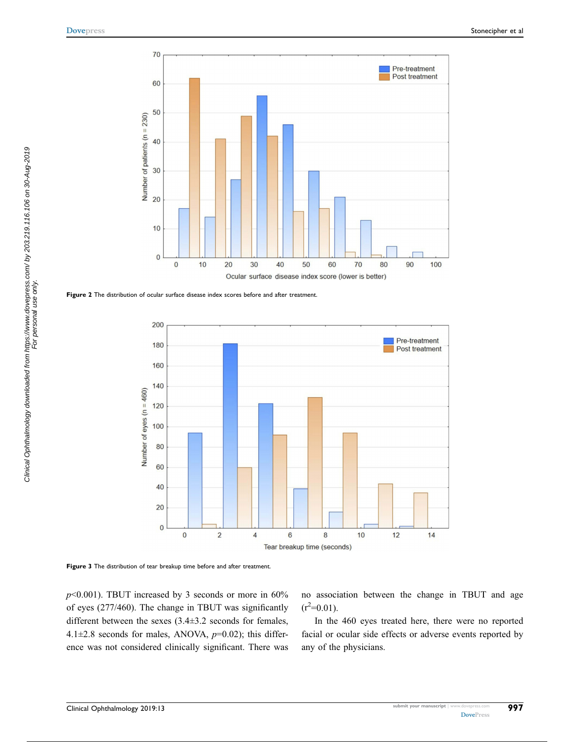Figure 2 The distribution of ocular surface disease index scores before and after treatment.

Figure 3 The distribution of tear breakup time before and after treatment.

$p$<0.001). TBUT increased by 3 seconds or more in 60% of eyes (277/460). The change in TBUT was significantly different between the sexes (3.4±3.2 seconds for females, 4.1±2.8 seconds for males, ANOVA, $p$=0.02); this difference was not considered clinically significant. There was no association between the change in TBUT and age ($r^2$=0.01).

In the 460 eyes treated here, there were no reported facial or ocular side effects or adverse events reported by any of the physicians.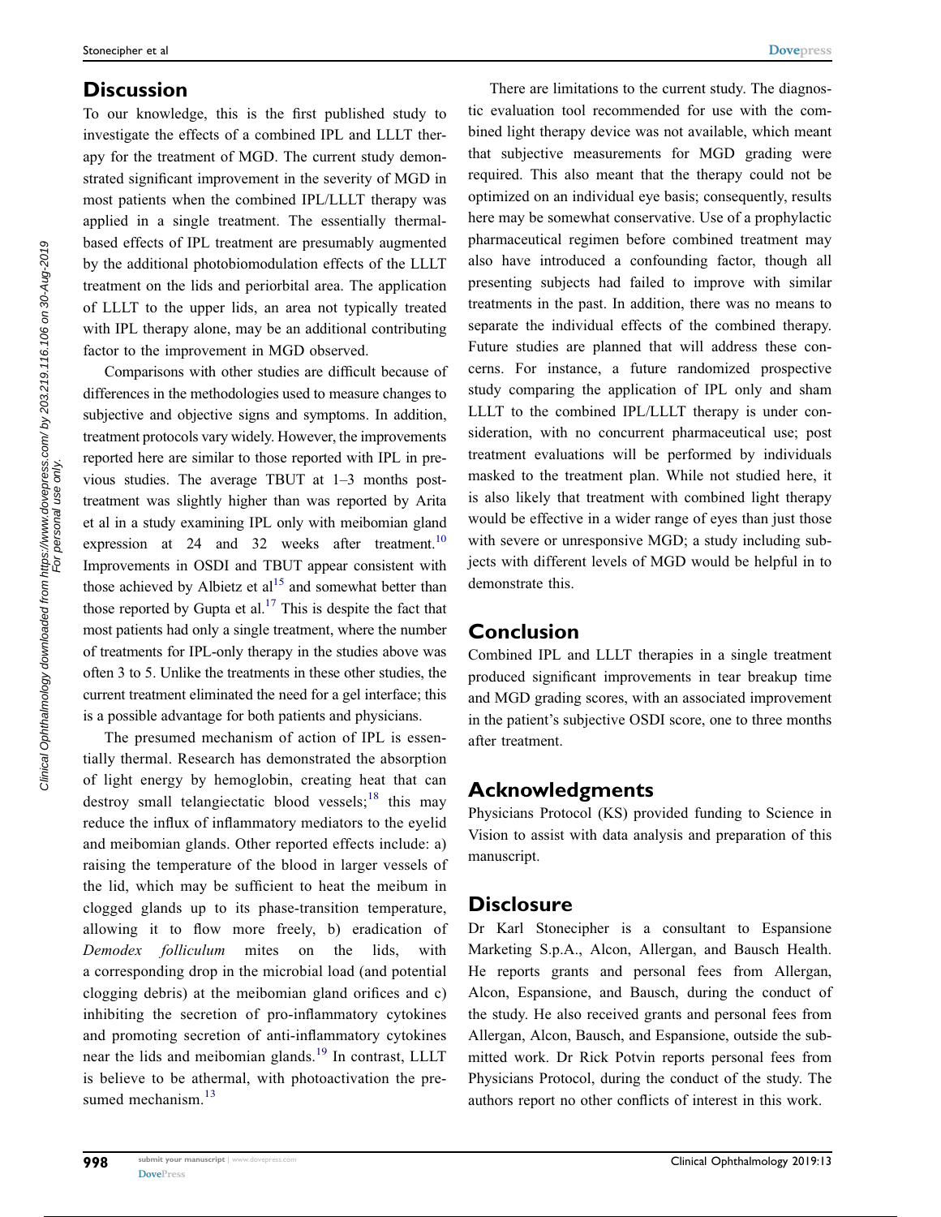## Discussion

To our knowledge, this is the first published study to investigate the effects of a combined IPL and LLLT therapy for the treatment of MGD. The current study demonstrated significant improvement in the severity of MGD in most patients when the combined IPL/LLLT therapy was applied in a single treatment. The essentially thermal-based effects of IPL treatment are presumably augmented by the additional photobiomodulation effects of the LLLT treatment on the lids and periorbital area. The application of LLLT to the upper lids, an area not typically treated with IPL therapy alone, may be an additional contributing factor to the improvement in MGD observed.

Comparisons with other studies are difficult because of differences in the methodologies used to measure changes to subjective and objective signs and symptoms. In addition, treatment protocols vary widely. However, the improvements reported here are similar to those reported with IPL in previous studies. The average TBUT at 1–3 months post-treatment was slightly higher than was reported by Arita et al in a study examining IPL only with meibomian gland expression at 24 and 32 weeks after treatment.[10] Improvements in OSDI and TBUT appear consistent with those achieved by Albietz et al[15] and somewhat better than those reported by Gupta et al.[17] This is despite the fact that most patients had only a single treatment, where the number of treatments for IPL-only therapy in the studies above was often 3 to 5. Unlike the treatments in these other studies, the current treatment eliminated the need for a gel interface; this is a possible advantage for both patients and physicians.

The presumed mechanism of action of IPL is essentially thermal. Research has demonstrated the absorption of light energy by hemoglobin, creating heat that can destroy small telangiectatic blood vessels;[18] this may reduce the influx of inflammatory mediators to the eyelid and meibomian glands. Other reported effects include: a) raising the temperature of the blood in larger vessels of the lid, which may be sufficient to heat the meibum in clogged glands up to its phase-transition temperature, allowing it to flow more freely, b) eradication of *Demodex folliculum* mites on the lids, with a corresponding drop in the microbial load (and potential clogging debris) at the meibomian gland orifices and c) inhibiting the secretion of pro-inflammatory cytokines and promoting secretion of anti-inflammatory cytokines near the lids and meibomian glands.[19] In contrast, LLLT is believe to be athermal, with photoactivation the presumed mechanism.[13]

There are limitations to the current study. The diagnostic evaluation tool recommended for use with the combined light therapy device was not available, which meant that subjective measurements for MGD grading were required. This also meant that the therapy could not be optimized on an individual eye basis; consequently, results here may be somewhat conservative. Use of a prophylactic pharmaceutical regimen before combined treatment may also have introduced a confounding factor, though all presenting subjects had failed to improve with similar treatments in the past. In addition, there was no means to separate the individual effects of the combined therapy. Future studies are planned that will address these concerns. For instance, a future randomized prospective study comparing the application of IPL only and sham LLLT to the combined IPL/LLLT therapy is under consideration, with no concurrent pharmaceutical use; post treatment evaluations will be performed by individuals masked to the treatment plan. While not studied here, it is also likely that treatment with combined light therapy would be effective in a wider range of eyes than just those with severe or unresponsive MGD; a study including subjects with different levels of MGD would be helpful in to demonstrate this.

## Conclusion

Combined IPL and LLLT therapies in a single treatment produced significant improvements in tear breakup time and MGD grading scores, with an associated improvement in the patient's subjective OSDI score, one to three months after treatment.

## Acknowledgments

Physicians Protocol (KS) provided funding to Science in Vision to assist with data analysis and preparation of this manuscript.

## Disclosure

Dr Karl Stonecipher is a consultant to Espansione Marketing S.p.A., Alcon, Allergan, and Bausch Health. He reports grants and personal fees from Allergan, Alcon, Espansione, and Bausch, during the conduct of the study. He also received grants and personal fees from Allergan, Alcon, Bausch, and Espansione, outside the submitted work. Dr Rick Potvin reports personal fees from Physicians Protocol, during the conduct of the study. The authors report no other conflicts of interest in this work.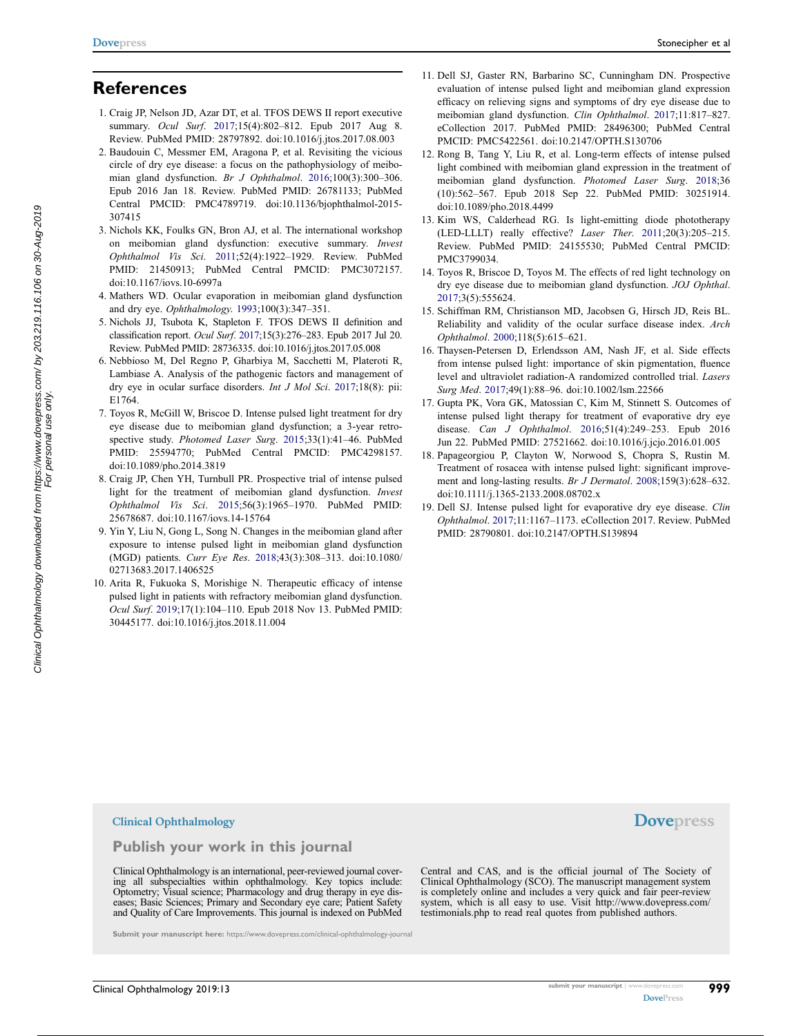## References

1. Craig JP, Nelson JD, Azar DT, et al. TFOS DEWS II report executive summary. *Ocul Surf*. 2017;15(4):802–812. Epub 2017 Aug 8. Review. PubMed PMID: 28797892. doi:10.1016/j.jtos.2017.08.003
2. Baudouin C, Messmer EM, Aragona P, et al. Revisiting the vicious circle of dry eye disease: a focus on the pathophysiology of meibomian gland dysfunction. *Br J Ophthalmol*. 2016;100(3):300–306. Epub 2016 Jan 18. Review. PubMed PMID: 26781133; PubMed Central PMCID: PMC4789719. doi:10.1136/bjophthalmol-2015-307415
3. Nichols KK, Foulks GN, Bron AJ, et al. The international workshop on meibomian gland dysfunction: executive summary. *Invest Ophthalmol Vis Sci*. 2011;52(4):1922–1929. Review. PubMed PMID: 21450913; PubMed Central PMCID: PMC3072157. doi:10.1167/iovs.10-6997a
4. Mathers WD. Ocular evaporation in meibomian gland dysfunction and dry eye. *Ophthalmology*. 1993;100(3):347–351.
5. Nichols JJ, Tsubota K, Stapleton F. TFOS DEWS II definition and classification report. *Ocul Surf*. 2017;15(3):276–283. Epub 2017 Jul 20. Review. PubMed PMID: 28736335. doi:10.1016/j.jtos.2017.05.008
6. Nebbioso M, Del Regno P, Gharbiya M, Sacchetti M, Plateroti R, Lambiase A. Analysis of the pathogenic factors and management of dry eye in ocular surface disorders. *Int J Mol Sci*. 2017;18(8): pii: E1764.
7. Toyos R, McGill W, Briscoe D. Intense pulsed light treatment for dry eye disease due to meibomian gland dysfunction; a 3-year retrospective study. *Photomed Laser Surg*. 2015;33(1):41–46. PubMed PMID: 25594770; PubMed Central PMCID: PMC4298157. doi:10.1089/pho.2014.3819
8. Craig JP, Chen YH, Turnbull PR. Prospective trial of intense pulsed light for the treatment of meibomian gland dysfunction. *Invest Ophthalmol Vis Sci*. 2015;56(3):1965–1970. PubMed PMID: 25678687. doi:10.1167/iovs.14-15764
9. Yin Y, Liu N, Gong L, Song N. Changes in the meibomian gland after exposure to intense pulsed light in meibomian gland dysfunction (MGD) patients. *Curr Eye Res*. 2018;43(3):308–313. doi:10.1080/02713683.2017.1406525
10. Arita R, Fukuoka S, Morishige N. Therapeutic efficacy of intense pulsed light in patients with refractory meibomian gland dysfunction. *Ocul Surf*. 2019;17(1):104–110. Epub 2018 Nov 13. PubMed PMID: 30445177. doi:10.1016/j.jtos.2018.11.004
11. Dell SJ, Gaster RN, Barbarino SC, Cunningham DN. Prospective evaluation of intense pulsed light and meibomian gland expression efficacy on relieving signs and symptoms of dry eye disease due to meibomian gland dysfunction. *Clin Ophthalmol*. 2017;11:817–827. eCollection 2017. PubMed PMID: 28496300; PubMed Central PMCID: PMC5422561. doi:10.2147/OPTH.S130706
12. Rong B, Tang Y, Liu R, et al. Long-term effects of intense pulsed light combined with meibomian gland expression in the treatment of meibomian gland dysfunction. *Photomed Laser Surg*. 2018;36(10):562–567. Epub 2018 Sep 22. PubMed PMID: 30251914. doi:10.1089/pho.2018.4499
13. Kim WS, Calderhead RG. Is light-emitting diode phototherapy (LED-LLLT) really effective? *Laser Ther*. 2011;20(3):205–215. Review. PubMed PMID: 24155530; PubMed Central PMCID: PMC3799034.
14. Toyos R, Briscoe D, Toyos M. The effects of red light technology on dry eye disease due to meibomian gland dysfunction. *JOJ Ophthal*. 2017;3(5):555624.
15. Schiffman RM, Christianson MD, Jacobsen G, Hirsch JD, Reis BL. Reliability and validity of the ocular surface disease index. *Arch Ophthalmol*. 2000;118(5):615–621.
16. Thaysen-Petersen D, Erlendsson AM, Nash JF, et al. Side effects from intense pulsed light: importance of skin pigmentation, fluence level and ultraviolet radiation-A randomized controlled trial. *Lasers Surg Med*. 2017;49(1):88–96. doi:10.1002/lsm.22566
17. Gupta PK, Vora GK, Matossian C, Kim M, Stinnett S. Outcomes of intense pulsed light therapy for treatment of evaporative dry eye disease. *Can J Ophthalmol*. 2016;51(4):249–253. Epub 2016 Jun 22. PubMed PMID: 27521662. doi:10.1016/j.jcjo.2016.01.005
18. Papageorgiou P, Clayton W, Norwood S, Chopra S, Rustin M. Treatment of rosacea with intense pulsed light: significant improvement and long-lasting results. *Br J Dermatol*. 2008;159(3):628–632. doi:10.1111/j.1365-2133.2008.08702.x
19. Dell SJ. Intense pulsed light for evaporative dry eye disease. *Clin Ophthalmol*. 2017;11:1167–1173. eCollection 2017. Review. PubMed PMID: 28790801. doi:10.2147/OPTH.S139894